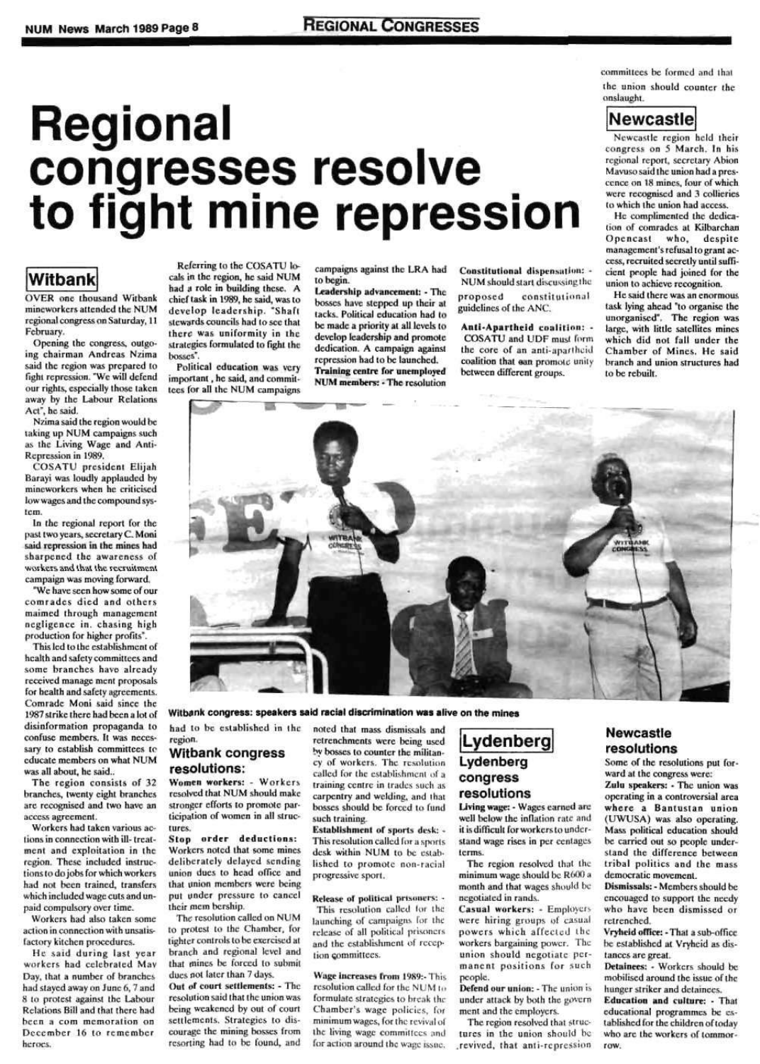# Regional congresses resolve to fight mine repression

## Witbank

OVER one thousand Witbank mineworkers attended the NUM regional congress on Saturday, 11 February.

Opening the congress, outgoing chairman Andreas Nzima said the region was prepared to fight repression. "We will defend our rights, especially those taken away by the Labour Relations Act", he said.

Nzima said the region would be taking up NUM campaigns such as the Living Wage and Anti-Repression in 1989.

COSATU president Elijah Barayi was loudly applauded by mineworkers when he criticised low wages and the compound system.

In the regional report for the past two years, secretary C. Moni said repression in the mines had sharpened the awareness of workers and that the recruitment campaign was moving forward.

"We have seen how some of our comrades died and others maimed through management negligence in. chasing high production for higher profits".

This led to the establishment of health and safety committees and some branches have already received manage ment proposals for health and safety agreements. Comrade Moni said since the 1987 strike there had been a lot of disinformation propaganda to confuse members. It was necessary to establish committees to educate members on what NUM was all about, he said..

The region consists of 32 branches, twenty eight branches are recognised and two have an access agreement.

Workers had taken various actions in connection with ill- treatment and exploitation in the region. These included instructions to do jobs for which workers had not been trained, transfers which included wage cuts and unpaid compulsory over time.

Workers had also taken some action in connection with unsatisfactory kitchen procedures.

He said during last year workers had celebrated May Day, that a number of branches had stayed away on June 6, 7 and 8 to protest against the Labour Relations Bill and that there had been a com memoration on December 16 to remember heroes.

Referring to the COSATU locals in the region, he said NUM had a role in building these. A chief task in 1989, he said, was to develop leadership. "Shaft stewards councils had to see that there was uniformity in the strategies formulated to fight the bosses".

Political education was very important , he said, and committees for all the NUM campaigns had to be established in the region.

### Witbank congress resolutions:

**Women workers:** - Workers resolved that NUM should make stronger efforts to promote participation of women in all structures.

**Stop order deductions:** Workers noted that some mines deliberately delayed sending union dues to head office and that union members were being put under pressure to cancel their mem bership.

The resolution called on NUM to protest to the Chamber, for tighter controls to be exercised at branch and regional level and that mines be forced to submit dues not later than 7 days.

**Out of court settlements:** - The resolution said that the union was being weakened by out of court settlements. Strategies to discourage the mining bosses from resorting had to be found, and campaigns against the LRA had to begin.

**Leadership advancement:** - The bosses have stepped up their at tacks. Political education had to be made a priority at all levels to develop leadership and promote dedication. A campaign against repression had to be launched.

**Training centre for unemployed NUM members:** - The resolution noted that mass dismissals and retrenchments were being used by bosses to counter the militancy of workers. The resolution called for the establishment of a training centre in trades such as carpentry and welding, and that bosses should be forced to fund such training.

**Establishment of sports desk:** - This resolution called for a sports desk within NUM to be established to promote non-racial progressive sport.

**Release of political prisoners:** - This resolution called for the launching of campaigns for the release of all political prisoners and the establishment of reception committees.

**Wage increases from 1989:**- This resolution called for the NUM to formulate strategies to break the Chamber's wage policies, for minimum wages, for the revival of the living wage committees and for action around the wage issue.

**Constitutional dispensation:** - NUM should start discussing the proposed constitutional guidelines of the ANC.

**Anti-Apartheid coalition:** - COSATU and UDF must form the core of an anti-apartheid coalition that can promote unity between different groups.

Witbank congress: speakers said racial discrimination was alive on the mines

## Lydenberg

### Lydenberg congress resolutions

**Living wage:** - Wages earned are well below the inflation rate and it is difficult for workers to understand wage rises in per centages terms.

The region resolved that the minimum wage should be R600 a month and that wages should be negotiated in rands.

**Casual workers:** - Employers were hiring groups of casual workers which affected the workers bargaining power. The union should negotiate permanent positions for such people.

**Defend our union:** - The union is under attack by both the government and the employers.

The region resolved that structures in the union should be revived, that anti-repression committees be formed and that the union should counter the onslaught.

## Newcastle

Newcastle region held their congress on 5 March. In his regional report, secretary Abion Mavuso said the union had a prescence on 18 mines, four of which were recognised and 3 collieries to which the union had access.

He complimented the dedication of comrades at Kilbarchan Opencast who, despite management's refusal to grant access, recruited secretly until sufficient people had joined for the union to achieve recognition.

He said there was an enormous task lying ahead "to organise the unorganised". The region was large, with little satellites mines which did not fall under the Chamber of Mines. He said branch and union structures had to be rebuilt.

### Newcastle resolutions

Some of the resolutions put forward at the congress were:

**Zulu speakers:** - The union was operating in a controversial area where a Bantustan union (UWUSA) was also operating. Mass political education should be carried out so people understand the difference between tribal politics and the mass democratic movement.

**Dismissals:** - Members should be encouaged to support the needy who have been dismissed or retrenched.

**Vryheid office:** - That a sub-office be established at Vryheid as distances are great.

**Detainees:** - Workers should be mobilised around the issue of the hunger striker and detainees.

**Education and culture:** - That educational programmes be established for the children of today who are the workers of tommorrow.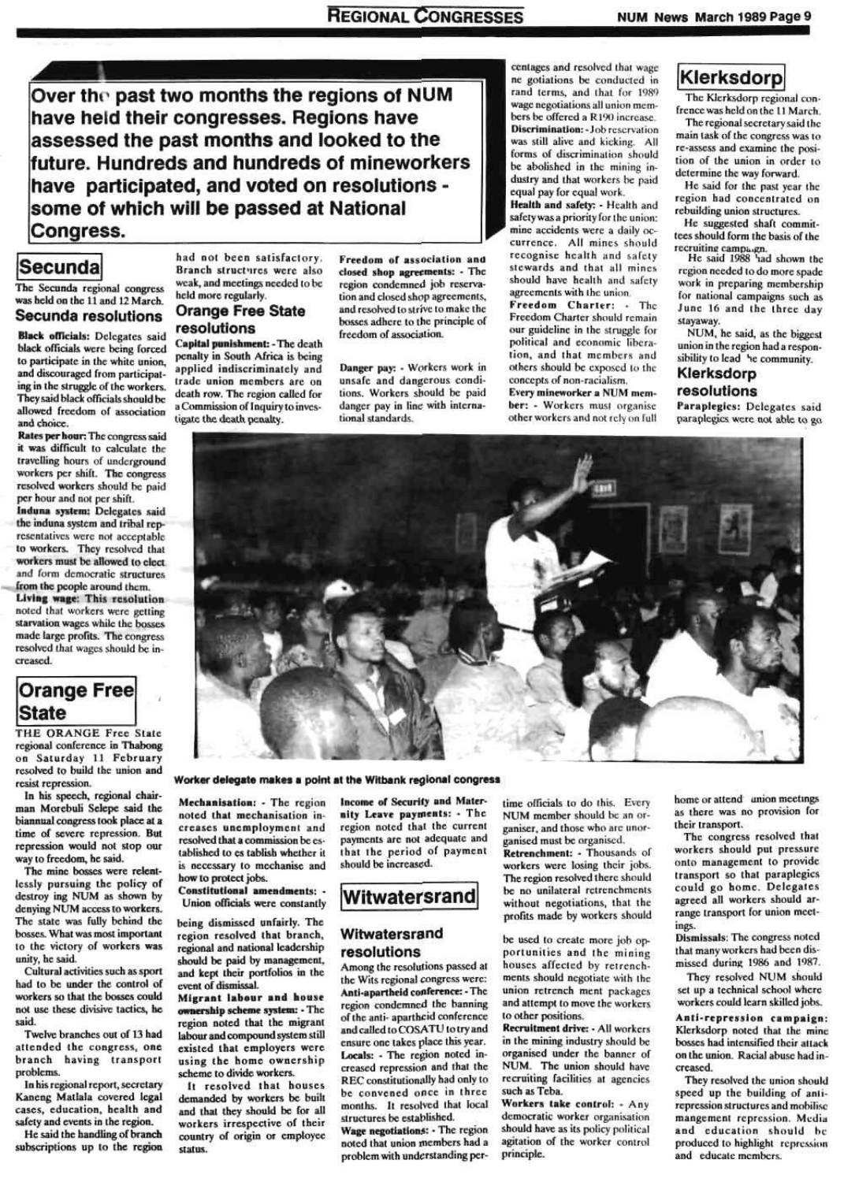**Over the past two months the regions of NUM have held their congresses. Regions have assessed the past months and looked to the future. Hundreds and hundreds of mineworkers have participated, and voted on resolutions - some of which will be passed at National Congress.**

## Secunda

The Secunda regional congress was held on the 11 and 12 March.

### Secunda resolutions

**Black officials:** Delegates said black officials were being forced to participate in the white union, and discouraged from participating in the struggle of the workers. They said black officials should be allowed freedom of association and choice.

**Rates per hour:** The congress said it was difficult to calculate the travelling hours of underground workers per shift. The congress resolved workers should be paid per hour and not per shift.

**Induna system:** Delegates said the induna system and tribal representatives were not acceptable to workers. They resolved that workers must be allowed to elect and form democratic structures from the people around them.

**Living wage:** This resolution noted that workers were getting starvation wages while the bosses made large profits. The congress resolved that wages should be increased.

## Orange Free State

THE ORANGE Free State regional conference in Thabong on Saturday 11 February resolved to build the union and resist repression.

In his speech, regional chairman Morebuli Selepe said the biannual congress took place at a time of severe repression. But repression would not stop our way to freedom, he said.

The mine bosses were relentlessly pursuing the policy of destroy ing NUM as shown by denying NUM access to workers. The state was fully behind the bosses. What was most important to the victory of workers was unity, he said.

Cultural activities such as sport had to be under the control of workers so that the bosses could not use these divisive tactics, he said.

Twelve branches out of 13 had attended the congress, one branch having transport problems.

In his regional report, secretary Kaneng Matlala covered legal cases, education, health and safety and events in the region.

He said the handling of branch subscriptions up to the region had not been satisfactory. Branch structures were also weak, and meetings needed to be held more regularly.

### Orange Free State resolutions

**Capital punishment:** - The death penalty in South Africa is being applied indiscriminately and trade union members are on death row. The region called for a Commission of Inquiry to investigate the death penalty.

**Freedom of association and closed shop agreements:** - The region condemned job reservation and closed shop agreements, and resolved to strive to make the bosses adhere to the principle of freedom of association.

**Danger pay:** - Workers work in unsafe and dangerous conditions. Workers should be paid danger pay in line with international standards.

**Mechanisation:** - The region noted that mechanisation increases unemployment and resolved that a commission be established to es tablish whether it is necessary to mechanise and how to protect jobs.

**Constitutional amendments:** - Union officials were constantly being dismissed unfairly. The region resolved that branch, regional and national leadership should be paid by management, and kept their portfolios in the event of dismissal.

**Migrant labour and house ownership scheme system:** - The region noted that the migrant labour and compound system still existed that employers were using the home ownership scheme to divide workers.

It resolved that houses demanded by workers be built and that they should be for all workers irrespective of their country of origin or employee status.

**Income of Security and Maternity Leave payments:** - The region noted that the current payments are not adequate and that the period of payment should be increased.

## Witwatersrand

### Witwatersrand resolutions

Among the resolutions passed at the Wits regional congress were:

**Anti-apartheid conference:** - The region condemned the banning of the anti- apartheid conference and called to COSATU to try and ensure one takes place this year.

**Locals:** - The region noted increased repression and that the REC constitutionally had only to be convened once in three months. It resolved that local structures be established.

**Wage negotiations:** - The region noted that union members had a problem with understanding percentages and resolved that wage ne gotiations be conducted in rand terms, and that for 1989 wage negotiations all union members be offered a R190 increase.

**Discrimination:** - Job reservation was still alive and kicking. All forms of discrimination should be abolished in the mining industry and that workers be paid equal pay for equal work.

**Health and safety:** - Health and safety was a priority for the union: mine accidents were a daily occurrence. All mines should recognise health and safety stewards and that all mines should have health and safety agreements with the union.

**Freedom Charter:** - The Freedom Charter should remain our guideline in the struggle for political and economic liberation, and that members and others should be exposed to the concepts of non-racialism.

**Every mineworker a NUM member:** - Workers must organise other workers and not rely on full time officials to do this. Every NUM member should be an organiser, and those who are unorganised must be organised.

**Retrenchment:** - Thousands of workers were losing their jobs. The region resolved there should be no unilateral retrenchments without negotiations, that the profits made by workers should be used to create more job opportunities and the mining houses affected by retrenchments should negotiate with the union retrench ment packages and attempt to move the workers to other positions.

**Recruitment drive:** - All workers in the mining industry should be organised under the banner of NUM. The union should have recruiting facilities at agencies such as Teba.

**Workers take control:** - Any democratic worker organisation should have as its policy political agitation of the worker control principle.

## Klerksdorp

The Klerksdorp regional conference was held on the 11 March.

The regional secretary said the main task of the congress was to re-assess and examine the position of the union in order to determine the way forward.

He said for the past year the region had concentrated on rebuilding union structures.

He suggested shaft committees should form the basis of the recruiting campaign.

He said 1988 had shown the region needed to do more spade work in preparing membership for national campaigns such as June 16 and the three day stayaway.

NUM, he said, as the biggest union in the region had a responsibility to lead the community.

### Klerksdorp resolutions

**Paraplegics:** Delegates said paraplegics were not able to go home or attend union meetings as there was no provision for their transport.

The congress resolved that workers should put pressure onto management to provide transport so that paraplegics could go home. Delegates agreed all workers should arrange transport for union meetings.

**Dismissals:** The congress noted that many workers had been dismissed during 1986 and 1987.

They resolved NUM should set up a technical school where workers could learn skilled jobs.

**Anti-repression campaign:** Klerksdorp noted that the mine bosses had intensified their attack on the union. Racial abuse had increased.

They resolved the union should speed up the building of anti-repression structures and mobilise mangement repression. Media and education should be produced to highlight repression and educate members.

Worker delegate makes a point at the Witbank regional congress